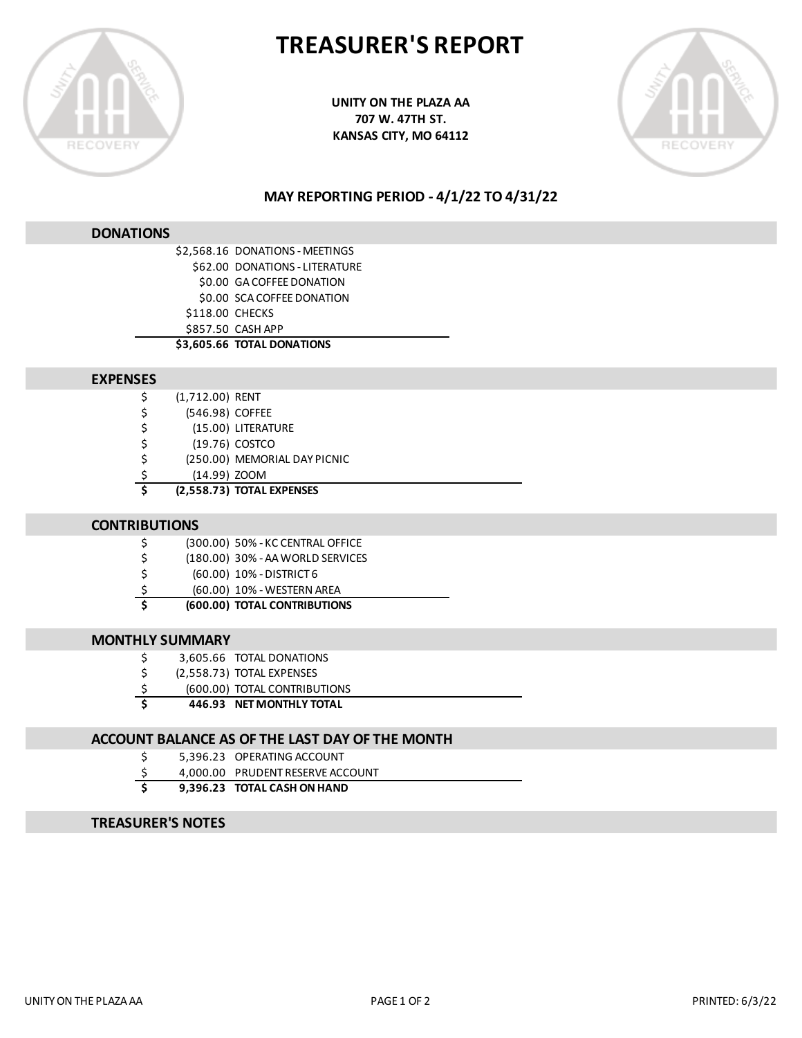# TREASURER'S REPORT

**UNITY ON THE PLAZA AA**
**707 W. 47TH ST.**
**KANSAS CITY, MO 64112**

**MAY REPORTING PERIOD - 4/1/22 TO 4/31/22**

## DONATIONS

| Amount | Item |
|---|---|
| $2,568.16 | DONATIONS - MEETINGS |
| $62.00 | DONATIONS - LITERATURE |
| $0.00 | GA COFFEE DONATION |
| $0.00 | SCA COFFEE DONATION |
| $118.00 | CHECKS |
| $857.50 | CASH APP |
| **$3,605.66** | **TOTAL DONATIONS** |

## EXPENSES

| | Amount | Item |
|---|---|---|
| $ | (1,712.00) | RENT |
| $ | (546.98) | COFFEE |
| $ | (15.00) | LITERATURE |
| $ | (19.76) | COSTCO |
| $ | (250.00) | MEMORIAL DAY PICNIC |
| $ | (14.99) | ZOOM |
| **$** | **(2,558.73)** | **TOTAL EXPENSES** |

## CONTRIBUTIONS

| | Amount | Item |
|---|---|---|
| $ | (300.00) | 50% - KC CENTRAL OFFICE |
| $ | (180.00) | 30% - AA WORLD SERVICES |
| $ | (60.00) | 10% - DISTRICT 6 |
| $ | (60.00) | 10% - WESTERN AREA |
| **$** | **(600.00)** | **TOTAL CONTRIBUTIONS** |

## MONTHLY SUMMARY

| | Amount | Item |
|---|---|---|
| $ | 3,605.66 | TOTAL DONATIONS |
| $ | (2,558.73) | TOTAL EXPENSES |
| $ | (600.00) | TOTAL CONTRIBUTIONS |
| **$** | **446.93** | **NET MONTHLY TOTAL** |

## ACCOUNT BALANCE AS OF THE LAST DAY OF THE MONTH

| | Amount | Item |
|---|---|---|
| $ | 5,396.23 | OPERATING ACCOUNT |
| $ | 4,000.00 | PRUDENT RESERVE ACCOUNT |
| **$** | **9,396.23** | **TOTAL CASH ON HAND** |

## TREASURER'S NOTES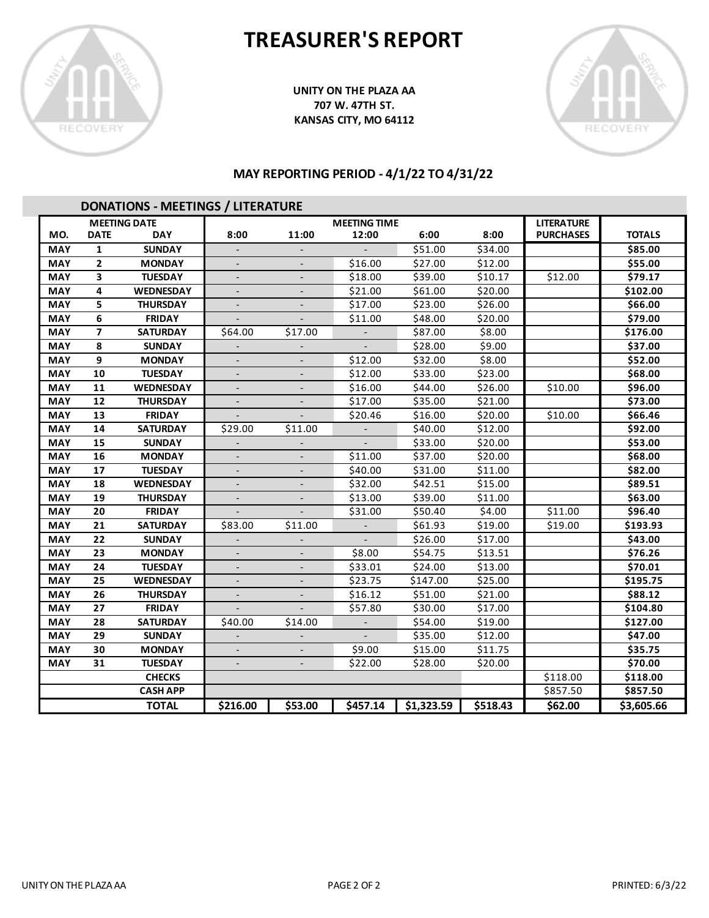# TREASURER'S REPORT

**UNITY ON THE PLAZA AA**
**707 W. 47TH ST.**
**KANSAS CITY, MO 64112**

### MAY REPORTING PERIOD - 4/1/22 TO 4/31/22

## DONATIONS - MEETINGS / LITERATURE

| MEETING DATE | | | MEETING TIME | | | | | LITERATURE | |
|---|---|---|---|---|---|---|---|---|---|
| MO. | DATE | DAY | 8:00 | 11:00 | 12:00 | 6:00 | 8:00 | PURCHASES | TOTALS |
| MAY | 1 | SUNDAY | - | - | - | $51.00 | $34.00 | | $85.00 |
| MAY | 2 | MONDAY | - | - | $16.00 | $27.00 | $12.00 | | $55.00 |
| MAY | 3 | TUESDAY | - | - | $18.00 | $39.00 | $10.17 | $12.00 | $79.17 |
| MAY | 4 | WEDNESDAY | - | - | $21.00 | $61.00 | $20.00 | | $102.00 |
| MAY | 5 | THURSDAY | - | - | $17.00 | $23.00 | $26.00 | | $66.00 |
| MAY | 6 | FRIDAY | - | - | $11.00 | $48.00 | $20.00 | | $79.00 |
| MAY | 7 | SATURDAY | $64.00 | $17.00 | - | $87.00 | $8.00 | | $176.00 |
| MAY | 8 | SUNDAY | - | - | - | $28.00 | $9.00 | | $37.00 |
| MAY | 9 | MONDAY | - | - | $12.00 | $32.00 | $8.00 | | $52.00 |
| MAY | 10 | TUESDAY | - | - | $12.00 | $33.00 | $23.00 | | $68.00 |
| MAY | 11 | WEDNESDAY | - | - | $16.00 | $44.00 | $26.00 | $10.00 | $96.00 |
| MAY | 12 | THURSDAY | - | - | $17.00 | $35.00 | $21.00 | | $73.00 |
| MAY | 13 | FRIDAY | - | - | $20.46 | $16.00 | $20.00 | $10.00 | $66.46 |
| MAY | 14 | SATURDAY | $29.00 | $11.00 | - | $40.00 | $12.00 | | $92.00 |
| MAY | 15 | SUNDAY | - | - | - | $33.00 | $20.00 | | $53.00 |
| MAY | 16 | MONDAY | - | - | $11.00 | $37.00 | $20.00 | | $68.00 |
| MAY | 17 | TUESDAY | - | - | $40.00 | $31.00 | $11.00 | | $82.00 |
| MAY | 18 | WEDNESDAY | - | - | $32.00 | $42.51 | $15.00 | | $89.51 |
| MAY | 19 | THURSDAY | - | - | $13.00 | $39.00 | $11.00 | | $63.00 |
| MAY | 20 | FRIDAY | - | - | $31.00 | $50.40 | $4.00 | $11.00 | $96.40 |
| MAY | 21 | SATURDAY | $83.00 | $11.00 | - | $61.93 | $19.00 | $19.00 | $193.93 |
| MAY | 22 | SUNDAY | - | - | - | $26.00 | $17.00 | | $43.00 |
| MAY | 23 | MONDAY | - | - | $8.00 | $54.75 | $13.51 | | $76.26 |
| MAY | 24 | TUESDAY | - | - | $33.01 | $24.00 | $13.00 | | $70.01 |
| MAY | 25 | WEDNESDAY | - | - | $23.75 | $147.00 | $25.00 | | $195.75 |
| MAY | 26 | THURSDAY | - | - | $16.12 | $51.00 | $21.00 | | $88.12 |
| MAY | 27 | FRIDAY | - | - | $57.80 | $30.00 | $17.00 | | $104.80 |
| MAY | 28 | SATURDAY | $40.00 | $14.00 | - | $54.00 | $19.00 | | $127.00 |
| MAY | 29 | SUNDAY | - | - | - | $35.00 | $12.00 | | $47.00 |
| MAY | 30 | MONDAY | - | - | $9.00 | $15.00 | $11.75 | | $35.75 |
| MAY | 31 | TUESDAY | - | - | $22.00 | $28.00 | $20.00 | | $70.00 |
| | | CHECKS | | | | | | $118.00 | $118.00 |
| | | CASH APP | | | | | | $857.50 | $857.50 |
| | | **TOTAL** | **$216.00** | **$53.00** | **$457.14** | **$1,323.59** | **$518.43** | **$62.00** | **$3,605.66** |